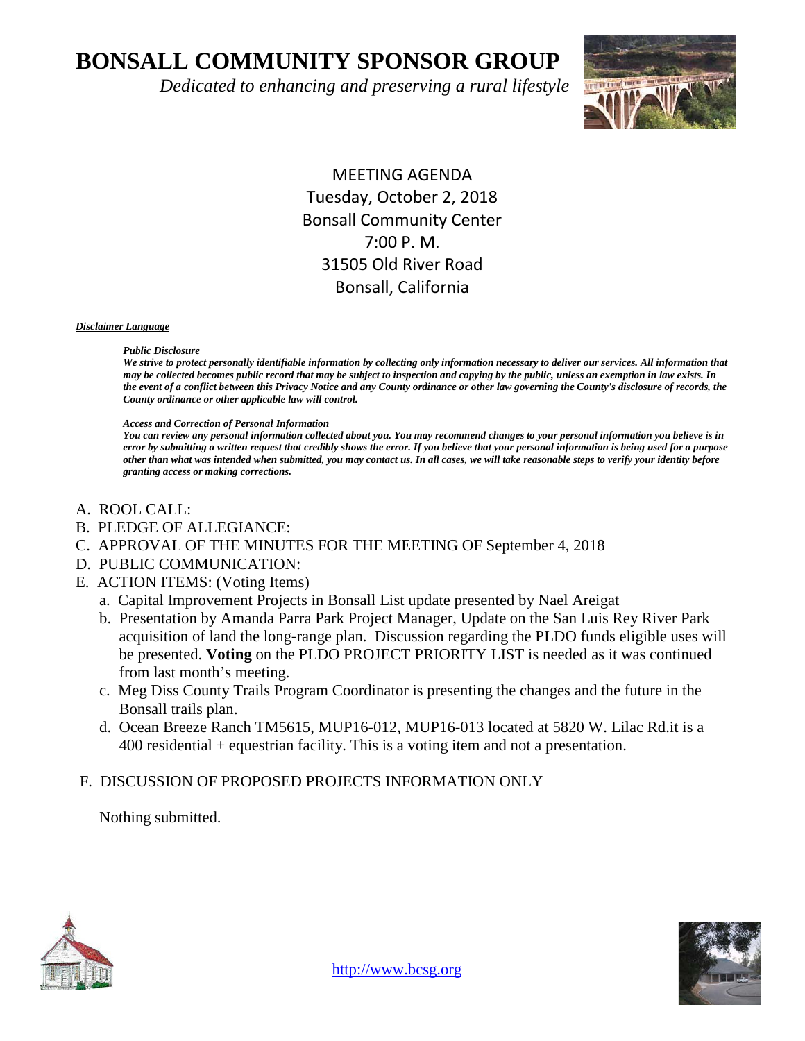# BONSALL COMMUNITY SPONSOR GROUP

*Dedicated to enhancing and preserving a rural lifestyle*

MEETING AGENDA
Tuesday, October 2, 2018
Bonsall Community Center
7:00 P. M.
31505 Old River Road
Bonsall, California

***Disclaimer Language***

***Public Disclosure***
***We strive to protect personally identifiable information by collecting only information necessary to deliver our services. All information that may be collected becomes public record that may be subject to inspection and copying by the public, unless an exemption in law exists. In the event of a conflict between this Privacy Notice and any County ordinance or other law governing the County's disclosure of records, the County ordinance or other applicable law will control.***

***Access and Correction of Personal Information***
***You can review any personal information collected about you. You may recommend changes to your personal information you believe is in error by submitting a written request that credibly shows the error. If you believe that your personal information is being used for a purpose other than what was intended when submitted, you may contact us. In all cases, we will take reasonable steps to verify your identity before granting access or making corrections.***

A. ROOL CALL:
B. PLEDGE OF ALLEGIANCE:
C. APPROVAL OF THE MINUTES FOR THE MEETING OF September 4, 2018
D. PUBLIC COMMUNICATION:
E. ACTION ITEMS: (Voting Items)
   a. Capital Improvement Projects in Bonsall List update presented by Nael Areigat
   b. Presentation by Amanda Parra Park Project Manager, Update on the San Luis Rey River Park acquisition of land the long-range plan. Discussion regarding the PLDO funds eligible uses will be presented. **Voting** on the PLDO PROJECT PRIORITY LIST is needed as it was continued from last month's meeting.
   c. Meg Diss County Trails Program Coordinator is presenting the changes and the future in the Bonsall trails plan.
   d. Ocean Breeze Ranch TM5615, MUP16-012, MUP16-013 located at 5820 W. Lilac Rd.it is a 400 residential + equestrian facility. This is a voting item and not a presentation.

F. DISCUSSION OF PROPOSED PROJECTS INFORMATION ONLY

   Nothing submitted.

http://www.bcsg.org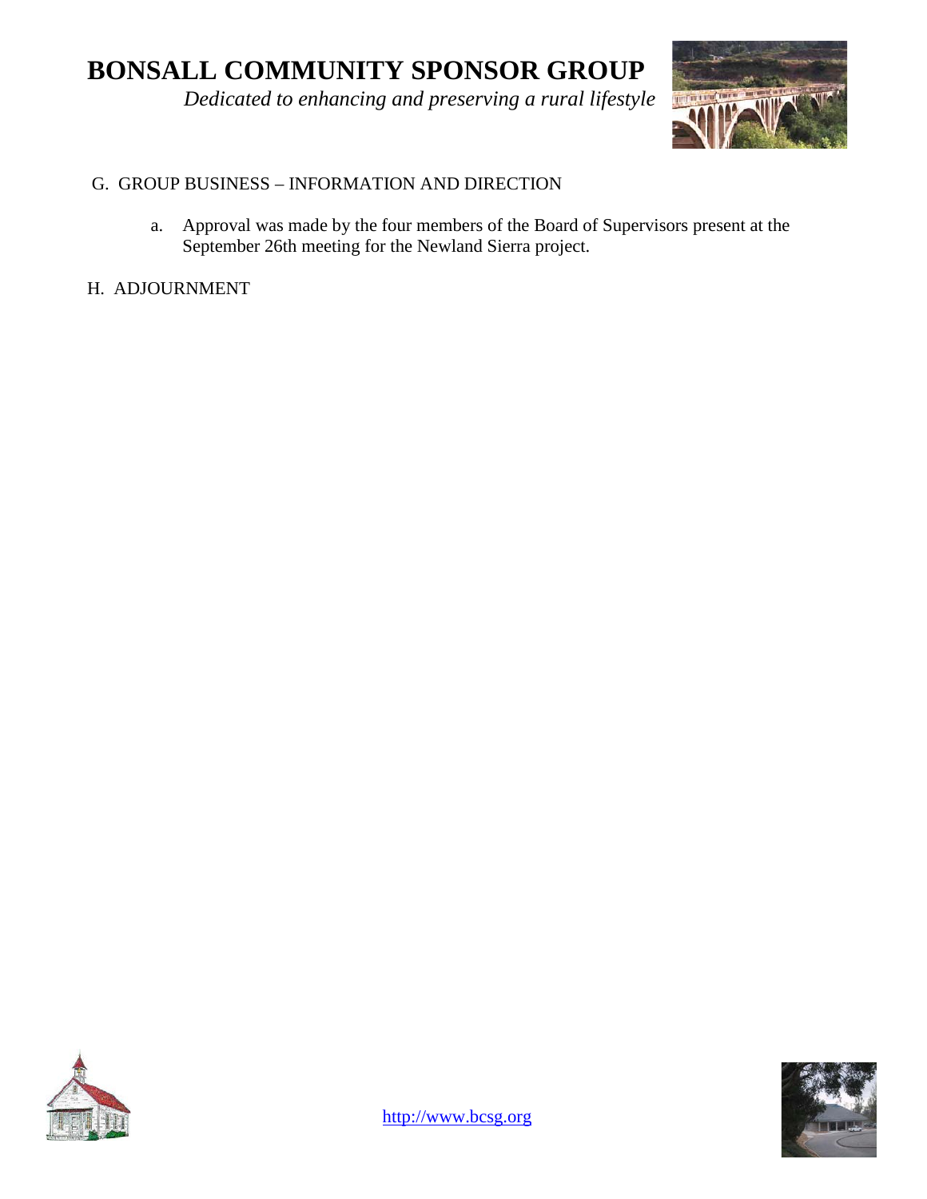# BONSALL COMMUNITY SPONSOR GROUP

*Dedicated to enhancing and preserving a rural lifestyle*

G. GROUP BUSINESS – INFORMATION AND DIRECTION

a. Approval was made by the four members of the Board of Supervisors present at the September 26th meeting for the Newland Sierra project.

H. ADJOURNMENT

http://www.bcsg.org